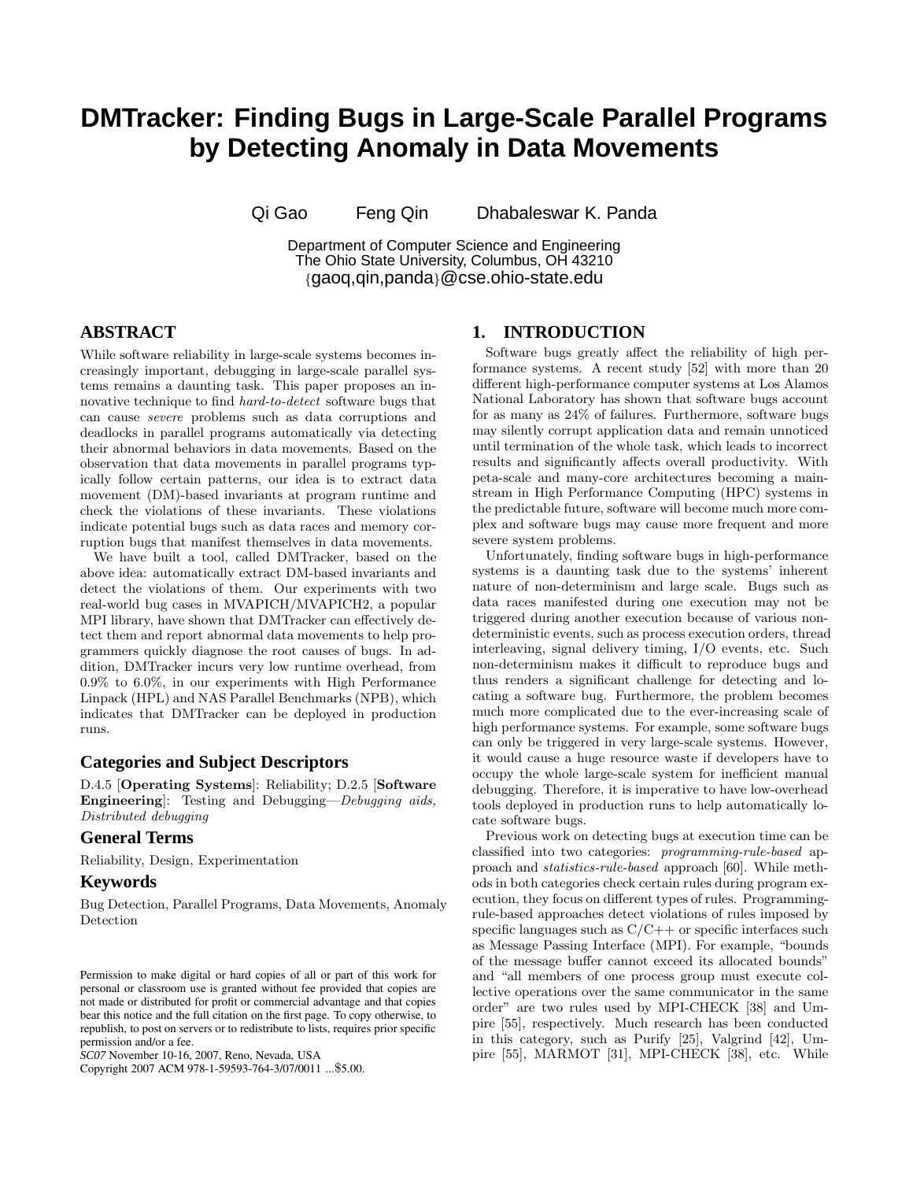# DMTracker: Finding Bugs in Large-Scale Parallel Programs by Detecting Anomaly in Data Movements

Qi Gao Feng Qin Dhabaleswar K. Panda

Department of Computer Science and Engineering
The Ohio State University, Columbus, OH 43210
{gaoq,qin,panda}@cse.ohio-state.edu

## ABSTRACT

While software reliability in large-scale systems becomes increasingly important, debugging in large-scale parallel systems remains a daunting task. This paper proposes an innovative technique to find *hard-to-detect* software bugs that can cause *severe* problems such as data corruptions and deadlocks in parallel programs automatically via detecting their abnormal behaviors in data movements. Based on the observation that data movements in parallel programs typically follow certain patterns, our idea is to extract data movement (DM)-based invariants at program runtime and check the violations of these invariants. These violations indicate potential bugs such as data races and memory corruption bugs that manifest themselves in data movements.

We have built a tool, called DMTracker, based on the above idea: automatically extract DM-based invariants and detect the violations of them. Our experiments with two real-world bug cases in MVAPICH/MVAPICH2, a popular MPI library, have shown that DMTracker can effectively detect them and report abnormal data movements to help programmers quickly diagnose the root causes of bugs. In addition, DMTracker incurs very low runtime overhead, from 0.9% to 6.0%, in our experiments with High Performance Linpack (HPL) and NAS Parallel Benchmarks (NPB), which indicates that DMTracker can be deployed in production runs.

### Categories and Subject Descriptors

D.4.5 [**Operating Systems**]: Reliability; D.2.5 [**Software Engineering**]: Testing and Debugging—*Debugging aids, Distributed debugging*

### General Terms

Reliability, Design, Experimentation

### Keywords

Bug Detection, Parallel Programs, Data Movements, Anomaly Detection

Permission to make digital or hard copies of all or part of this work for personal or classroom use is granted without fee provided that copies are not made or distributed for profit or commercial advantage and that copies bear this notice and the full citation on the first page. To copy otherwise, to republish, to post on servers or to redistribute to lists, requires prior specific permission and/or a fee.
*SC07* November 10-16, 2007, Reno, Nevada, USA
Copyright 2007 ACM 978-1-59593-764-3/07/0011 ...$5.00.

## 1. INTRODUCTION

Software bugs greatly affect the reliability of high performance systems. A recent study [52] with more than 20 different high-performance computer systems at Los Alamos National Laboratory has shown that software bugs account for as many as 24% of failures. Furthermore, software bugs may silently corrupt application data and remain unnoticed until termination of the whole task, which leads to incorrect results and significantly affects overall productivity. With peta-scale and many-core architectures becoming a mainstream in High Performance Computing (HPC) systems in the predictable future, software will become much more complex and software bugs may cause more frequent and more severe system problems.

Unfortunately, finding software bugs in high-performance systems is a daunting task due to the systems' inherent nature of non-determinism and large scale. Bugs such as data races manifested during one execution may not be triggered during another execution because of various non-deterministic events, such as process execution orders, thread interleaving, signal delivery timing, I/O events, etc. Such non-determinism makes it difficult to reproduce bugs and thus renders a significant challenge for detecting and locating a software bug. Furthermore, the problem becomes much more complicated due to the ever-increasing scale of high performance systems. For example, some software bugs can only be triggered in very large-scale systems. However, it would cause a huge resource waste if developers have to occupy the whole large-scale system for inefficient manual debugging. Therefore, it is imperative to have low-overhead tools deployed in production runs to help automatically locate software bugs.

Previous work on detecting bugs at execution time can be classified into two categories: *programming-rule-based* approach and *statistics-rule-based* approach [60]. While methods in both categories check certain rules during program execution, they focus on different types of rules. Programming-rule-based approaches detect violations of rules imposed by specific languages such as C/C++ or specific interfaces such as Message Passing Interface (MPI). For example, "bounds of the message buffer cannot exceed its allocated bounds" and "all members of one process group must execute collective operations over the same communicator in the same order" are two rules used by MPI-CHECK [38] and Umpire [55], respectively. Much research has been conducted in this category, such as Purify [25], Valgrind [42], Umpire [55], MARMOT [31], MPI-CHECK [38], etc. While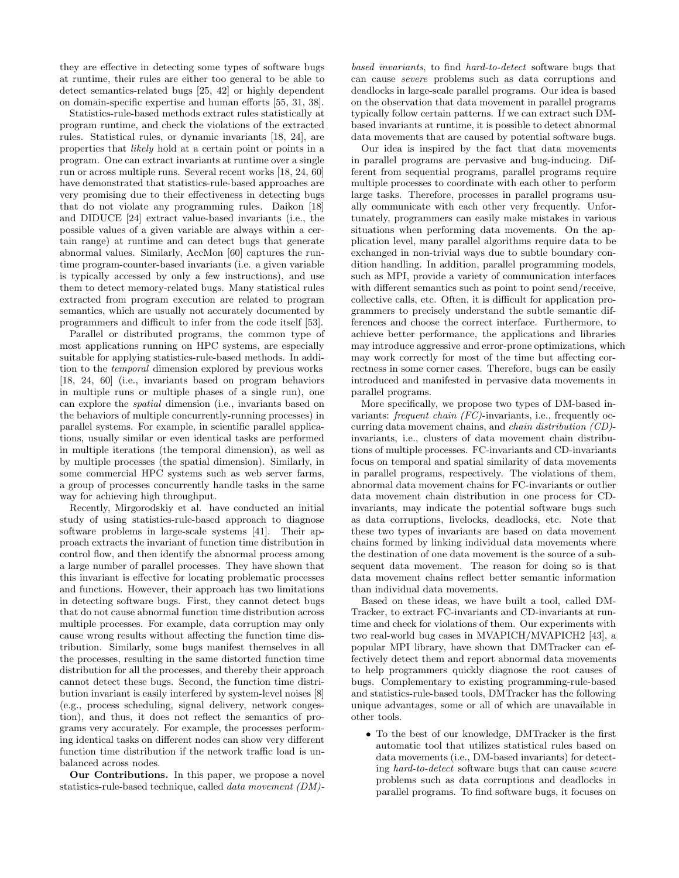they are effective in detecting some types of software bugs at runtime, their rules are either too general to be able to detect semantics-related bugs [25, 42] or highly dependent on domain-specific expertise and human efforts [55, 31, 38].

Statistics-rule-based methods extract rules statistically at program runtime, and check the violations of the extracted rules. Statistical rules, or dynamic invariants [18, 24], are properties that *likely* hold at a certain point or points in a program. One can extract invariants at runtime over a single run or across multiple runs. Several recent works [18, 24, 60] have demonstrated that statistics-rule-based approaches are very promising due to their effectiveness in detecting bugs that do not violate any programming rules. Daikon [18] and DIDUCE [24] extract value-based invariants (i.e., the possible values of a given variable are always within a certain range) at runtime and can detect bugs that generate abnormal values. Similarly, AccMon [60] captures the runtime program-counter-based invariants (i.e. a given variable is typically accessed by only a few instructions), and use them to detect memory-related bugs. Many statistical rules extracted from program execution are related to program semantics, which are usually not accurately documented by programmers and difficult to infer from the code itself [53].

Parallel or distributed programs, the common type of most applications running on HPC systems, are especially suitable for applying statistics-rule-based methods. In addition to the *temporal* dimension explored by previous works [18, 24, 60] (i.e., invariants based on program behaviors in multiple runs or multiple phases of a single run), one can explore the *spatial* dimension (i.e., invariants based on the behaviors of multiple concurrently-running processes) in parallel systems. For example, in scientific parallel applications, usually similar or even identical tasks are performed in multiple iterations (the temporal dimension), as well as by multiple processes (the spatial dimension). Similarly, in some commercial HPC systems such as web server farms, a group of processes concurrently handle tasks in the same way for achieving high throughput.

Recently, Mirgorodskiy et al. have conducted an initial study of using statistics-rule-based approach to diagnose software problems in large-scale systems [41]. Their approach extracts the invariant of function time distribution in control flow, and then identify the abnormal process among a large number of parallel processes. They have shown that this invariant is effective for locating problematic processes and functions. However, their approach has two limitations in detecting software bugs. First, they cannot detect bugs that do not cause abnormal function time distribution across multiple processes. For example, data corruption may only cause wrong results without affecting the function time distribution. Similarly, some bugs manifest themselves in all the processes, resulting in the same distorted function time distribution for all the processes, and thereby their approach cannot detect these bugs. Second, the function time distribution invariant is easily interfered by system-level noises [8] (e.g., process scheduling, signal delivery, network congestion), and thus, it does not reflect the semantics of programs very accurately. For example, the processes performing identical tasks on different nodes can show very different function time distribution if the network traffic load is unbalanced across nodes.

**Our Contributions.** In this paper, we propose a novel statistics-rule-based technique, called *data movement (DM)-based invariants*, to find *hard-to-detect* software bugs that can cause *severe* problems such as data corruptions and deadlocks in large-scale parallel programs. Our idea is based on the observation that data movement in parallel programs typically follow certain patterns. If we can extract such DM-based invariants at runtime, it is possible to detect abnormal data movements that are caused by potential software bugs.

Our idea is inspired by the fact that data movements in parallel programs are pervasive and bug-inducing. Different from sequential programs, parallel programs require multiple processes to coordinate with each other to perform large tasks. Therefore, processes in parallel programs usually communicate with each other very frequently. Unfortunately, programmers can easily make mistakes in various situations when performing data movements. On the application level, many parallel algorithms require data to be exchanged in non-trivial ways due to subtle boundary condition handling. In addition, parallel programming models, such as MPI, provide a variety of communication interfaces with different semantics such as point to point send/receive, collective calls, etc. Often, it is difficult for application programmers to precisely understand the subtle semantic differences and choose the correct interface. Furthermore, to achieve better performance, the applications and libraries may introduce aggressive and error-prone optimizations, which may work correctly for most of the time but affecting correctness in some corner cases. Therefore, bugs can be easily introduced and manifested in pervasive data movements in parallel programs.

More specifically, we propose two types of DM-based invariants: *frequent chain (FC)*-invariants, i.e., frequently occurring data movement chains, and *chain distribution (CD)*-invariants, i.e., clusters of data movement chain distributions of multiple processes. FC-invariants and CD-invariants focus on temporal and spatial similarity of data movements in parallel programs, respectively. The violations of them, abnormal data movement chains for FC-invariants or outlier data movement chain distribution in one process for CD-invariants, may indicate the potential software bugs such as data corruptions, livelocks, deadlocks, etc. Note that these two types of invariants are based on data movement chains formed by linking individual data movements where the destination of one data movement is the source of a subsequent data movement. The reason for doing so is that data movement chains reflect better semantic information than individual data movements.

Based on these ideas, we have built a tool, called DMTracker, to extract FC-invariants and CD-invariants at runtime and check for violations of them. Our experiments with two real-world bug cases in MVAPICH/MVAPICH2 [43], a popular MPI library, have shown that DMTracker can effectively detect them and report abnormal data movements to help programmers quickly diagnose the root causes of bugs. Complementary to existing programming-rule-based and statistics-rule-based tools, DMTracker has the following unique advantages, some or all of which are unavailable in other tools.

- To the best of our knowledge, DMTracker is the first automatic tool that utilizes statistical rules based on data movements (i.e., DM-based invariants) for detecting *hard-to-detect* software bugs that can cause *severe* problems such as data corruptions and deadlocks in parallel programs. To find software bugs, it focuses on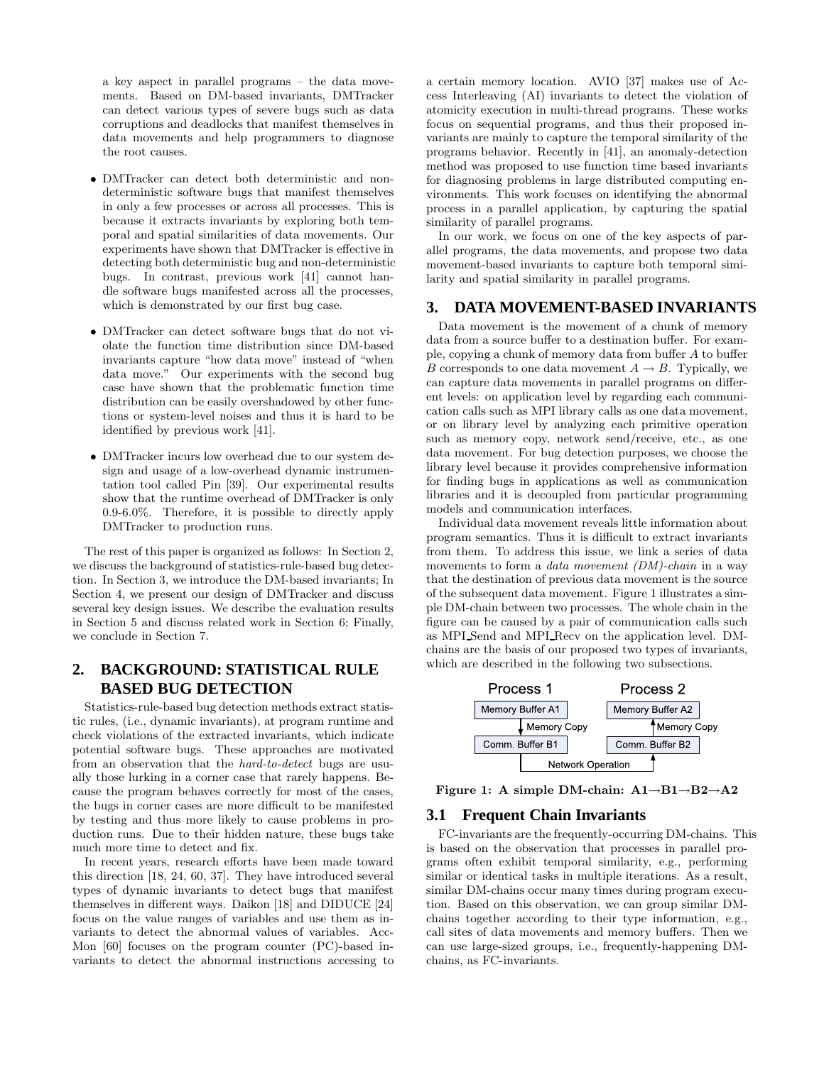a key aspect in parallel programs – the data movements. Based on DM-based invariants, DMTracker can detect various types of severe bugs such as data corruptions and deadlocks that manifest themselves in data movements and help programmers to diagnose the root causes.

- DMTracker can detect both deterministic and non-deterministic software bugs that manifest themselves in only a few processes or across all processes. This is because it extracts invariants by exploring both temporal and spatial similarities of data movements. Our experiments have shown that DMTracker is effective in detecting both deterministic bug and non-deterministic bugs. In contrast, previous work [41] cannot handle software bugs manifested across all the processes, which is demonstrated by our first bug case.
- DMTracker can detect software bugs that do not violate the function time distribution since DM-based invariants capture "how data move" instead of "when data move." Our experiments with the second bug case have shown that the problematic function time distribution can be easily overshadowed by other functions or system-level noises and thus it is hard to be identified by previous work [41].
- DMTracker incurs low overhead due to our system design and usage of a low-overhead dynamic instrumentation tool called Pin [39]. Our experimental results show that the runtime overhead of DMTracker is only 0.9-6.0%. Therefore, it is possible to directly apply DMTracker to production runs.

The rest of this paper is organized as follows: In Section 2, we discuss the background of statistics-rule-based bug detection. In Section 3, we introduce the DM-based invariants; In Section 4, we present our design of DMTracker and discuss several key design issues. We describe the evaluation results in Section 5 and discuss related work in Section 6; Finally, we conclude in Section 7.

## 2. BACKGROUND: STATISTICAL RULE BASED BUG DETECTION

Statistics-rule-based bug detection methods extract statistic rules, (i.e., dynamic invariants), at program runtime and check violations of the extracted invariants, which indicate potential software bugs. These approaches are motivated from an observation that the *hard-to-detect* bugs are usually those lurking in a corner case that rarely happens. Because the program behaves correctly for most of the cases, the bugs in corner cases are more difficult to be manifested by testing and thus more likely to cause problems in production runs. Due to their hidden nature, these bugs take much more time to detect and fix.

In recent years, research efforts have been made toward this direction [18, 24, 60, 37]. They have introduced several types of dynamic invariants to detect bugs that manifest themselves in different ways. Daikon [18] and DIDUCE [24] focus on the value ranges of variables and use them as invariants to detect the abnormal values of variables. AccMon [60] focuses on the program counter (PC)-based invariants to detect the abnormal instructions accessing to a certain memory location. AVIO [37] makes use of Access Interleaving (AI) invariants to detect the violation of atomicity execution in multi-thread programs. These works focus on sequential programs, and thus their proposed invariants are mainly to capture the temporal similarity of the programs behavior. Recently in [41], an anomaly-detection method was proposed to use function time based invariants for diagnosing problems in large distributed computing environments. This work focuses on identifying the abnormal process in a parallel application, by capturing the spatial similarity of parallel programs.

In our work, we focus on one of the key aspects of parallel programs, the data movements, and propose two data movement-based invariants to capture both temporal similarity and spatial similarity in parallel programs.

## 3. DATA MOVEMENT-BASED INVARIANTS

Data movement is the movement of a chunk of memory data from a source buffer to a destination buffer. For example, copying a chunk of memory data from buffer $A$ to buffer $B$ corresponds to one data movement $A \rightarrow B$. Typically, we can capture data movements in parallel programs on different levels: on application level by regarding each communication calls such as MPI library calls as one data movement, or on library level by analyzing each primitive operation such as memory copy, network send/receive, etc., as one data movement. For bug detection purposes, we choose the library level because it provides comprehensive information for finding bugs in applications as well as communication libraries and it is decoupled from particular programming models and communication interfaces.

Individual data movement reveals little information about program semantics. Thus it is difficult to extract invariants from them. To address this issue, we link a series of data movements to form a *data movement (DM)-chain* in a way that the destination of previous data movement is the source of the subsequent data movement. Figure 1 illustrates a simple DM-chain between two processes. The whole chain in the figure can be caused by a pair of communication calls such as MPI_Send and MPI_Recv on the application level. DM-chains are the basis of our proposed two types of invariants, which are described in the following two subsections.

**Figure 1: A simple DM-chain: A1→B1→B2→A2**

### 3.1 Frequent Chain Invariants

FC-invariants are the frequently-occurring DM-chains. This is based on the observation that processes in parallel programs often exhibit temporal similarity, e.g., performing similar or identical tasks in multiple iterations. As a result, similar DM-chains occur many times during program execution. Based on this observation, we can group similar DM-chains together according to their type information, e.g., call sites of data movements and memory buffers. Then we can use large-sized groups, i.e., frequently-happening DM-chains, as FC-invariants.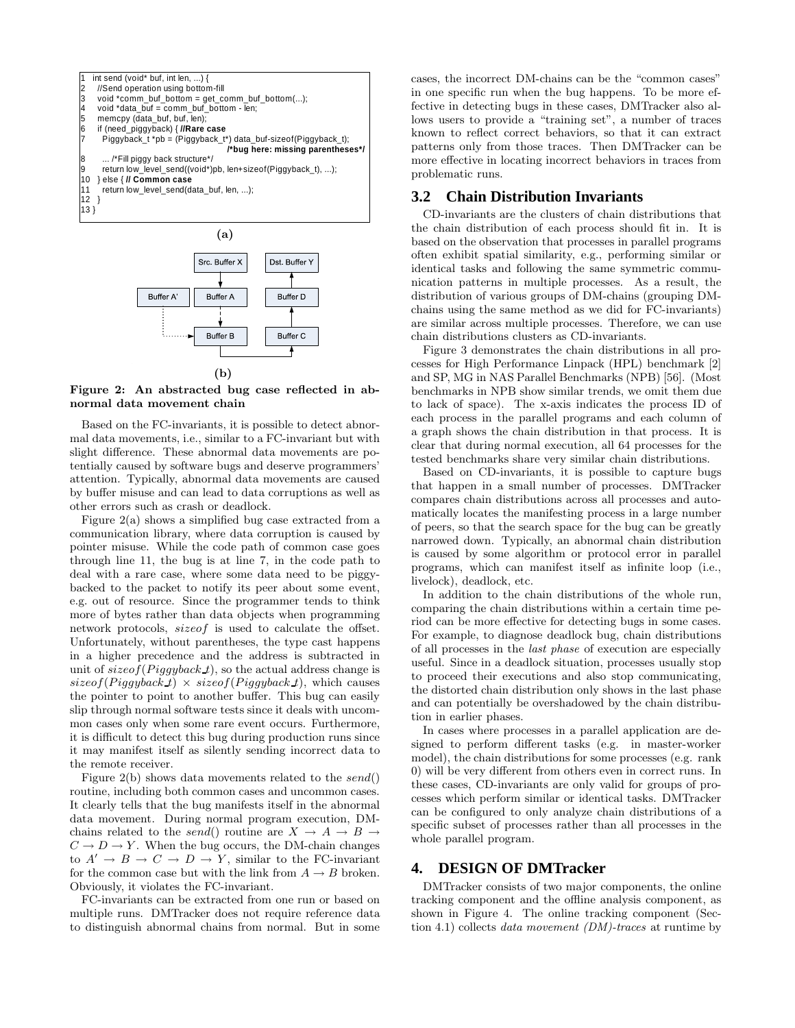```
1  int send (void* buf, int len, ...) {
2    //Send operation using bottom-fill
3    void *comm_buf_bottom = get_comm_buf_bottom(...);
4    void *data_buf = comm_buf_bottom - len;
5    memcpy (data_buf, buf, len);
6    if (need_piggyback) { //Rare case
7      Piggyback_t *pb = (Piggyback_t*) data_buf-sizeof(Piggyback_t);
                                          /*bug here: missing parentheses*/
8      ... /*Fill piggy back structure*/
9      return low_level_send((void*)pb, len+sizeof(Piggyback_t), ...);
10   } else { // Common case
11     return low_level_send(data_buf, len, ...);
12   }
13 }
```

**(a)**

Src. Buffer X, Dst. Buffer Y, Buffer A', Buffer A, Buffer D, Buffer B, Buffer C

**(b)**

**Figure 2: An abstracted bug case reflected in abnormal data movement chain**

Based on the FC-invariants, it is possible to detect abnormal data movements, i.e., similar to a FC-invariant but with slight difference. These abnormal data movements are potentially caused by software bugs and deserve programmers' attention. Typically, abnormal data movements are caused by buffer misuse and can lead to data corruptions as well as other errors such as crash or deadlock.

Figure 2(a) shows a simplified bug case extracted from a communication library, where data corruption is caused by pointer misuse. While the code path of common case goes through line 11, the bug is at line 7, in the code path to deal with a rare case, where some data need to be piggybacked to the packet to notify its peer about some event, e.g. out of resource. Since the programmer tends to think more of bytes rather than data objects when programming network protocols, *sizeof* is used to calculate the offset. Unfortunately, without parentheses, the type cast happens in a higher precedence and the address is subtracted in unit of $sizeof(Piggyback\_t)$, so the actual address change is $sizeof(Piggyback\_t) \times sizeof(Piggyback\_t)$, which causes the pointer to point to another buffer. This bug can easily slip through normal software tests since it deals with uncommon cases only when some rare event occurs. Furthermore, it is difficult to detect this bug during production runs since it may manifest itself as silently sending incorrect data to the remote receiver.

Figure 2(b) shows data movements related to the *send*() routine, including both common cases and uncommon cases. It clearly tells that the bug manifests itself in the abnormal data movement. During normal program execution, DM-chains related to the *send*() routine are $X \rightarrow A \rightarrow B \rightarrow C \rightarrow D \rightarrow Y$. When the bug occurs, the DM-chain changes to $A' \rightarrow B \rightarrow C \rightarrow D \rightarrow Y$, similar to the FC-invariant for the common case but with the link from $A \rightarrow B$ broken. Obviously, it violates the FC-invariant.

FC-invariants can be extracted from one run or based on multiple runs. DMTracker does not require reference data to distinguish abnormal chains from normal. But in some cases, the incorrect DM-chains can be the "common cases" in one specific run when the bug happens. To be more effective in detecting bugs in these cases, DMTracker also allows users to provide a "training set", a number of traces known to reflect correct behaviors, so that it can extract patterns only from those traces. Then DMTracker can be more effective in locating incorrect behaviors in traces from problematic runs.

## 3.2 Chain Distribution Invariants

CD-invariants are the clusters of chain distributions that the chain distribution of each process should fit in. It is based on the observation that processes in parallel programs often exhibit spatial similarity, e.g., performing similar or identical tasks and following the same symmetric communication patterns in multiple processes. As a result, the distribution of various groups of DM-chains (grouping DM-chains using the same method as we did for FC-invariants) are similar across multiple processes. Therefore, we can use chain distributions clusters as CD-invariants.

Figure 3 demonstrates the chain distributions in all processes for High Performance Linpack (HPL) benchmark [2] and SP, MG in NAS Parallel Benchmarks (NPB) [56]. (Most benchmarks in NPB show similar trends, we omit them due to lack of space). The x-axis indicates the process ID of each process in the parallel programs and each column of a graph shows the chain distribution in that process. It is clear that during normal execution, all 64 processes for the tested benchmarks share very similar chain distributions.

Based on CD-invariants, it is possible to capture bugs that happen in a small number of processes. DMTracker compares chain distributions across all processes and automatically locates the manifesting process in a large number of peers, so that the search space for the bug can be greatly narrowed down. Typically, an abnormal chain distribution is caused by some algorithm or protocol error in parallel programs, which can manifest itself as infinite loop (i.e., livelock), deadlock, etc.

In addition to the chain distributions of the whole run, comparing the chain distributions within a certain time period can be more effective for detecting bugs in some cases. For example, to diagnose deadlock bug, chain distributions of all processes in the *last phase* of execution are especially useful. Since in a deadlock situation, processes usually stop to proceed their executions and also stop communicating, the distorted chain distribution only shows in the last phase and can potentially be overshadowed by the chain distribution in earlier phases.

In cases where processes in a parallel application are designed to perform different tasks (e.g. in master-worker model), the chain distributions for some processes (e.g. rank 0) will be very different from others even in correct runs. In these cases, CD-invariants are only valid for groups of processes which perform similar or identical tasks. DMTracker can be configured to only analyze chain distributions of a specific subset of processes rather than all processes in the whole parallel program.

# 4. DESIGN OF DMTracker

DMTracker consists of two major components, the online tracking component and the offline analysis component, as shown in Figure 4. The online tracking component (Section 4.1) collects *data movement (DM)-traces* at runtime by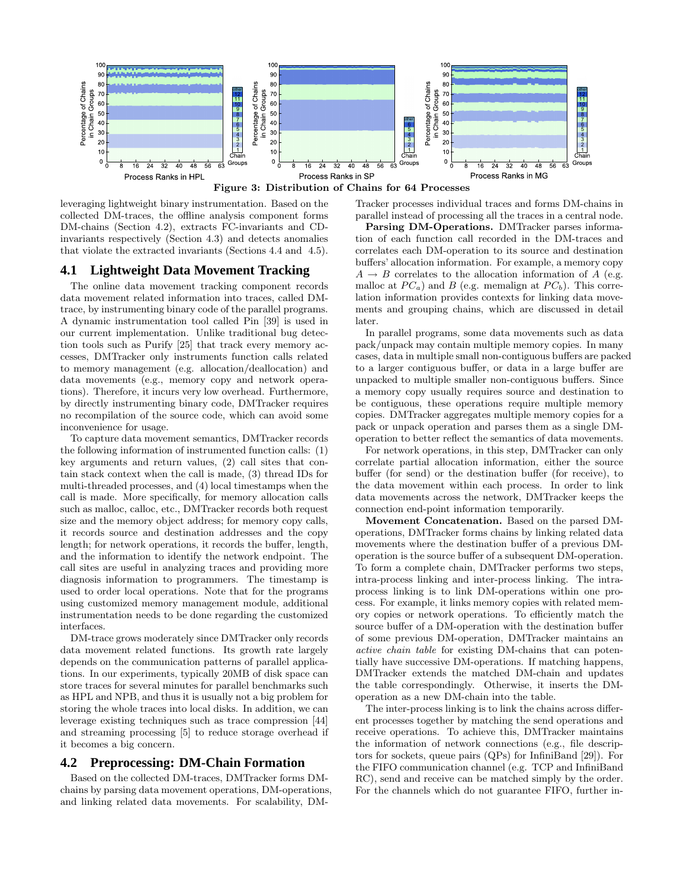Figure 3: Distribution of Chains for 64 Processes

leveraging lightweight binary instrumentation. Based on the collected DM-traces, the offline analysis component forms DM-chains (Section 4.2), extracts FC-invariants and CD-invariants respectively (Section 4.3) and detects anomalies that violate the extracted invariants (Sections 4.4 and 4.5).

## 4.1 Lightweight Data Movement Tracking

The online data movement tracking component records data movement related information into traces, called DM-trace, by instrumenting binary code of the parallel programs. A dynamic instrumentation tool called Pin [39] is used in our current implementation. Unlike traditional bug detection tools such as Purify [25] that track every memory accesses, DMTracker only instruments function calls related to memory management (e.g. allocation/deallocation) and data movements (e.g., memory copy and network operations). Therefore, it incurs very low overhead. Furthermore, by directly instrumenting binary code, DMTracker requires no recompilation of the source code, which can avoid some inconvenience for usage.

To capture data movement semantics, DMTracker records the following information of instrumented function calls: (1) key arguments and return values, (2) call sites that contain stack context when the call is made, (3) thread IDs for multi-threaded processes, and (4) local timestamps when the call is made. More specifically, for memory allocation calls such as malloc, calloc, etc., DMTracker records both request size and the memory object address; for memory copy calls, it records source and destination addresses and the copy length; for network operations, it records the buffer, length, and the information to identify the network endpoint. The call sites are useful in analyzing traces and providing more diagnosis information to programmers. The timestamp is used to order local operations. Note that for the programs using customized memory management module, additional instrumentation needs to be done regarding the customized interfaces.

DM-trace grows moderately since DMTracker only records data movement related functions. Its growth rate largely depends on the communication patterns of parallel applications. In our experiments, typically 20MB of disk space can store traces for several minutes for parallel benchmarks such as HPL and NPB, and thus it is usually not a big problem for storing the whole traces into local disks. In addition, we can leverage existing techniques such as trace compression [44] and streaming processing [5] to reduce storage overhead if it becomes a big concern.

## 4.2 Preprocessing: DM-Chain Formation

Based on the collected DM-traces, DMTracker forms DM-chains by parsing data movement operations, DM-operations, and linking related data movements. For scalability, DMTracker processes individual traces and forms DM-chains in parallel instead of processing all the traces in a central node.

**Parsing DM-Operations.** DMTracker parses information of each function call recorded in the DM-traces and correlates each DM-operation to its source and destination buffers' allocation information. For example, a memory copy $A \rightarrow B$ correlates to the allocation information of $A$ (e.g. malloc at $PC_a$) and $B$ (e.g. memalign at $PC_b$). This correlation information provides contexts for linking data movements and grouping chains, which are discussed in detail later.

In parallel programs, some data movements such as data pack/unpack may contain multiple memory copies. In many cases, data in multiple small non-contiguous buffers are packed to a larger contiguous buffer, or data in a large buffer are unpacked to multiple smaller non-contiguous buffers. Since a memory copy usually requires source and destination to be contiguous, these operations require multiple memory copies. DMTracker aggregates multiple memory copies for a pack or unpack operation and parses them as a single DM-operation to better reflect the semantics of data movements.

For network operations, in this step, DMTracker can only correlate partial allocation information, either the source buffer (for send) or the destination buffer (for receive), to the data movement within each process. In order to link data movements across the network, DMTracker keeps the connection end-point information temporarily.

**Movement Concatenation.** Based on the parsed DM-operations, DMTracker forms chains by linking related data movements where the destination buffer of a previous DM-operation is the source buffer of a subsequent DM-operation. To form a complete chain, DMTracker performs two steps, intra-process linking and inter-process linking. The intra-process linking is to link DM-operations within one process. For example, it links memory copies with related memory copies or network operations. To efficiently match the source buffer of a DM-operation with the destination buffer of some previous DM-operation, DMTracker maintains an *active chain table* for existing DM-chains that can potentially have successive DM-operations. If matching happens, DMTracker extends the matched DM-chain and updates the table correspondingly. Otherwise, it inserts the DM-operation as a new DM-chain into the table.

The inter-process linking is to link the chains across different processes together by matching the send operations and receive operations. To achieve this, DMTracker maintains the information of network connections (e.g., file descriptors for sockets, queue pairs (QPs) for InfiniBand [29]). For the FIFO communication channel (e.g. TCP and InfiniBand RC), send and receive can be matched simply by the order. For the channels which do not guarantee FIFO, further in-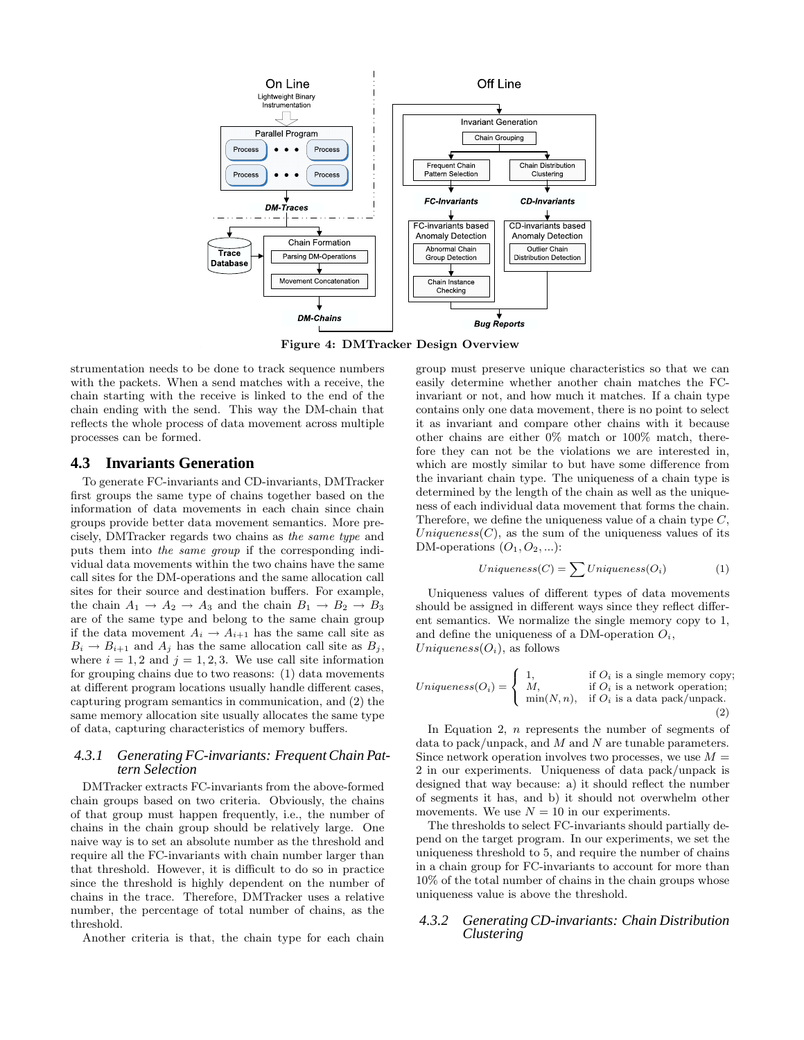**Figure 4: DMTracker Design Overview**

strumentation needs to be done to track sequence numbers with the packets. When a send matches with a receive, the chain starting with the receive is linked to the end of the chain ending with the send. This way the DM-chain that reflects the whole process of data movement across multiple processes can be formed.

## 4.3 Invariants Generation

To generate FC-invariants and CD-invariants, DMTracker first groups the same type of chains together based on the information of data movements in each chain since chain groups provide better data movement semantics. More precisely, DMTracker regards two chains as *the same type* and puts them into *the same group* if the corresponding individual data movements within the two chains have the same call sites for the DM-operations and the same allocation call sites for their source and destination buffers. For example, the chain $A_1 \rightarrow A_2 \rightarrow A_3$ and the chain $B_1 \rightarrow B_2 \rightarrow B_3$ are of the same type and belong to the same chain group if the data movement $A_i \rightarrow A_{i+1}$ has the same call site as $B_i \rightarrow B_{i+1}$ and $A_j$ has the same allocation call site as $B_j$, where $i = 1, 2$ and $j = 1, 2, 3$. We use call site information for grouping chains due to two reasons: (1) data movements at different program locations usually handle different cases, capturing program semantics in communication, and (2) the same memory allocation site usually allocates the same type of data, capturing characteristics of memory buffers.

### 4.3.1 Generating FC-invariants: Frequent Chain Pattern Selection

DMTracker extracts FC-invariants from the above-formed chain groups based on two criteria. Obviously, the chains of that group must happen frequently, i.e., the number of chains in the chain group should be relatively large. One naive way is to set an absolute number as the threshold and require all the FC-invariants with chain number larger than that threshold. However, it is difficult to do so in practice since the threshold is highly dependent on the number of chains in the trace. Therefore, DMTracker uses a relative number, the percentage of total number of chains, as the threshold.

Another criteria is that, the chain type for each chain group must preserve unique characteristics so that we can easily determine whether another chain matches the FC-invariant or not, and how much it matches. If a chain type contains only one data movement, there is no point to select it as invariant and compare other chains with it because other chains are either 0% match or 100% match, therefore they can not be the violations we are interested in, which are mostly similar to but have some difference from the invariant chain type. The uniqueness of a chain type is determined by the length of the chain as well as the uniqueness of each individual data movement that forms the chain. Therefore, we define the uniqueness value of a chain type $C$, $Uniqueness(C)$, as the sum of the uniqueness values of its DM-operations $(O_1, O_2, ...)$:

$$Uniqueness(C) = \sum Uniqueness(O_i) \qquad (1)$$

Uniqueness values of different types of data movements should be assigned in different ways since they reflect different semantics. We normalize the single memory copy to 1, and define the uniqueness of a DM-operation $O_i$, $Uniqueness(O_i)$, as follows

$$Uniqueness(O_i) = \begin{cases} 1, & \text{if } O_i \text{ is a single memory copy;} \\ M, & \text{if } O_i \text{ is a network operation;} \\ \min(N, n), & \text{if } O_i \text{ is a data pack/unpack.} \end{cases} \qquad (2)$$

In Equation 2, $n$ represents the number of segments of data to pack/unpack, and $M$ and $N$ are tunable parameters. Since network operation involves two processes, we use $M = 2$ in our experiments. Uniqueness of data pack/unpack is designed that way because: a) it should reflect the number of segments it has, and b) it should not overwhelm other movements. We use $N = 10$ in our experiments.

The thresholds to select FC-invariants should partially depend on the target program. In our experiments, we set the uniqueness threshold to 5, and require the number of chains in a chain group for FC-invariants to account for more than 10% of the total number of chains in the chain groups whose uniqueness value is above the threshold.

### 4.3.2 Generating CD-invariants: Chain Distribution Clustering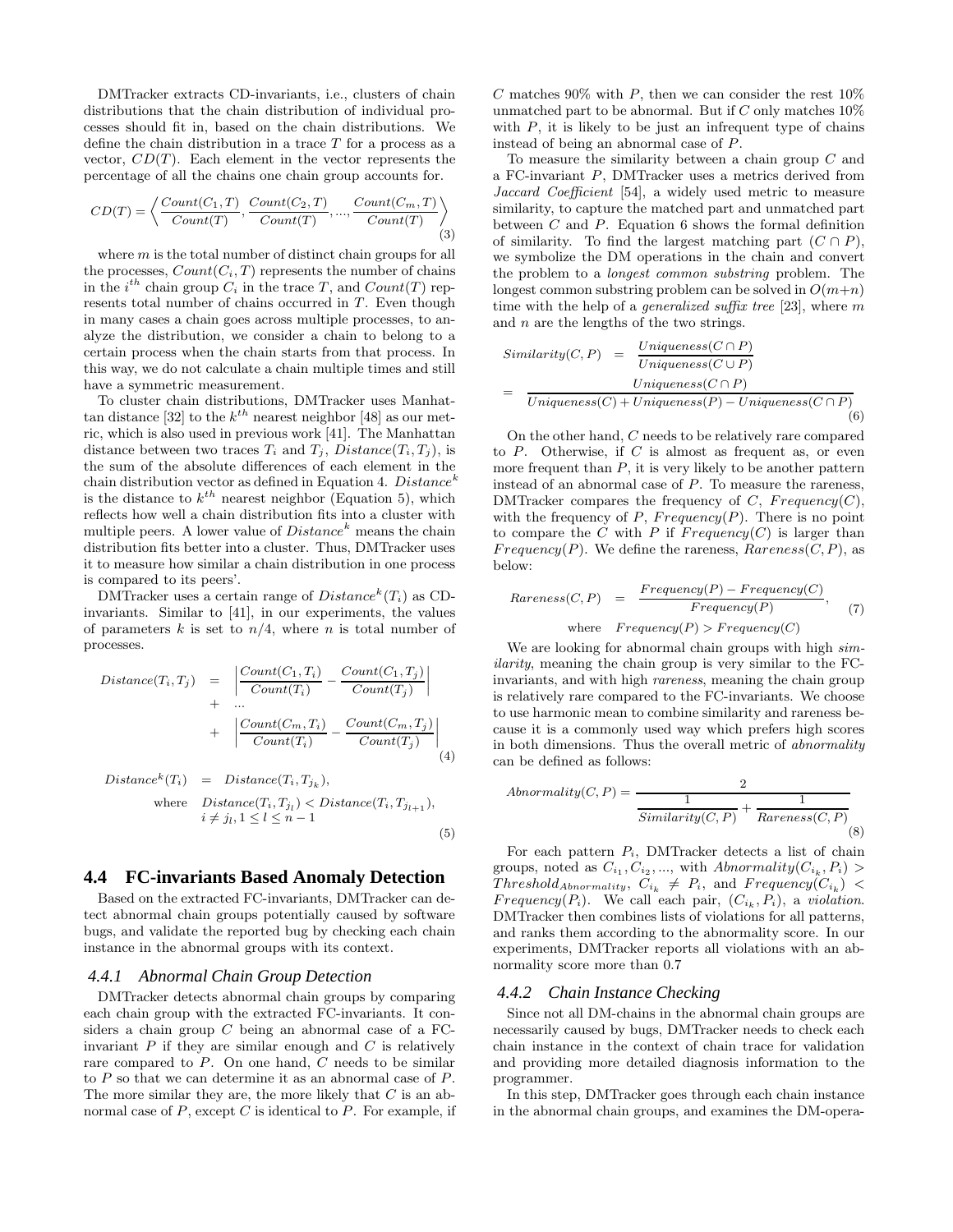DMTracker extracts CD-invariants, i.e., clusters of chain distributions that the chain distribution of individual processes should fit in, based on the chain distributions. We define the chain distribution in a trace $T$ for a process as a vector, $CD(T)$. Each element in the vector represents the percentage of all the chains one chain group accounts for.

$$CD(T) = \left\langle \frac{Count(C_1, T)}{Count(T)}, \frac{Count(C_2, T)}{Count(T)}, ..., \frac{Count(C_m, T)}{Count(T)} \right\rangle \tag{3}$$

where $m$ is the total number of distinct chain groups for all the processes, $Count(C_i, T)$ represents the number of chains in the $i^{th}$ chain group $C_i$ in the trace $T$, and $Count(T)$ represents total number of chains occurred in $T$. Even though in many cases a chain goes across multiple processes, to analyze the distribution, we consider a chain to belong to a certain process when the chain starts from that process. In this way, we do not calculate a chain multiple times and still have a symmetric measurement.

To cluster chain distributions, DMTracker uses Manhattan distance [32] to the $k^{th}$ nearest neighbor [48] as our metric, which is also used in previous work [41]. The Manhattan distance between two traces $T_i$ and $T_j$, $Distance(T_i, T_j)$, is the sum of the absolute differences of each element in the chain distribution vector as defined in Equation 4. $Distance^k$ is the distance to $k^{th}$ nearest neighbor (Equation 5), which reflects how well a chain distribution fits into a cluster with multiple peers. A lower value of $Distance^k$ means the chain distribution fits better into a cluster. Thus, DMTracker uses it to measure how similar a chain distribution in one process is compared to its peers'.

DMTracker uses a certain range of $Distance^k(T_i)$ as CD-invariants. Similar to [41], in our experiments, the values of parameters $k$ is set to $n/4$, where $n$ is total number of processes.

$$\begin{aligned} Distance(T_i, T_j) &= \left| \frac{Count(C_1, T_i)}{Count(T_i)} - \frac{Count(C_1, T_j)}{Count(T_j)} \right| \\ &+ \; ... \\ &+ \left| \frac{Count(C_m, T_i)}{Count(T_i)} - \frac{Count(C_m, T_j)}{Count(T_j)} \right| \end{aligned} \tag{4}$$

$$\begin{aligned} Distance^k(T_i) &= Distance(T_i, T_{j_k}), \\ \text{where} \quad & Distance(T_i, T_{j_l}) < Distance(T_i, T_{j_{l+1}}), \\ & i \neq j_l, 1 \leq l \leq n-1 \end{aligned} \tag{5}$$

## 4.4 FC-invariants Based Anomaly Detection

Based on the extracted FC-invariants, DMTracker can detect abnormal chain groups potentially caused by software bugs, and validate the reported bug by checking each chain instance in the abnormal groups with its context.

### 4.4.1 Abnormal Chain Group Detection

DMTracker detects abnormal chain groups by comparing each chain group with the extracted FC-invariants. It considers a chain group $C$ being an abnormal case of a FC-invariant $P$ if they are similar enough and $C$ is relatively rare compared to $P$. On one hand, $C$ needs to be similar to $P$ so that we can determine it as an abnormal case of $P$. The more similar they are, the more likely that $C$ is an abnormal case of $P$, except $C$ is identical to $P$. For example, if $C$ matches 90% with $P$, then we can consider the rest 10% unmatched part to be abnormal. But if $C$ only matches 10% with $P$, it is likely to be just an infrequent type of chains instead of being an abnormal case of $P$.

To measure the similarity between a chain group $C$ and a FC-invariant $P$, DMTracker uses a metrics derived from *Jaccard Coefficient* [54], a widely used metric to measure similarity, to capture the matched part and unmatched part between $C$ and $P$. Equation 6 shows the formal definition of similarity. To find the largest matching part $(C \cap P)$, we symbolize the DM operations in the chain and convert the problem to a *longest common substring* problem. The longest common substring problem can be solved in $O(m+n)$ time with the help of a *generalized suffix tree* [23], where $m$ and $n$ are the lengths of the two strings.

$$\begin{aligned} Similarity(C, P) &= \frac{Uniqueness(C \cap P)}{Uniqueness(C \cup P)} \\ &= \frac{Uniqueness(C \cap P)}{Uniqueness(C) + Uniqueness(P) - Uniqueness(C \cap P)} \end{aligned} \tag{6}$$

On the other hand, $C$ needs to be relatively rare compared to $P$. Otherwise, if $C$ is almost as frequent as, or even more frequent than $P$, it is very likely to be another pattern instead of an abnormal case of $P$. To measure the rareness, DMTracker compares the frequency of $C$, $Frequency(C)$, with the frequency of $P$, $Frequency(P)$. There is no point to compare the $C$ with $P$ if $Frequency(C)$ is larger than $Frequency(P)$. We define the rareness, $Rareness(C, P)$, as below:

$$\begin{aligned} Rareness(C, P) &= \frac{Frequency(P) - Frequency(C)}{Frequency(P)}, \\ \text{where} \quad & Frequency(P) > Frequency(C) \end{aligned} \tag{7}$$

We are looking for abnormal chain groups with high *similarity*, meaning the chain group is very similar to the FC-invariants, and with high *rareness*, meaning the chain group is relatively rare compared to the FC-invariants. We choose to use harmonic mean to combine similarity and rareness because it is a commonly used way which prefers high scores in both dimensions. Thus the overall metric of *abnormality* can be defined as follows:

$$Abnormality(C, P) = \frac{2}{\dfrac{1}{Similarity(C, P)} + \dfrac{1}{Rareness(C, P)}} \tag{8}$$

For each pattern $P_i$, DMTracker detects a list of chain groups, noted as $C_{i_1}, C_{i_2}, ...$, with $Abnormality(C_{i_k}, P_i) > Threshold_{Abnormality}$, $C_{i_k} \neq P_i$, and $Frequency(C_{i_k}) < Frequency(P_i)$. We call each pair, $(C_{i_k}, P_i)$, a *violation*. DMTracker then combines lists of violations for all patterns, and ranks them according to the abnormality score. In our experiments, DMTracker reports all violations with an abnormality score more than 0.7

### 4.4.2 Chain Instance Checking

Since not all DM-chains in the abnormal chain groups are necessarily caused by bugs, DMTracker needs to check each chain instance in the context of chain trace for validation and providing more detailed diagnosis information to the programmer.

In this step, DMTracker goes through each chain instance in the abnormal chain groups, and examines the DM-opera-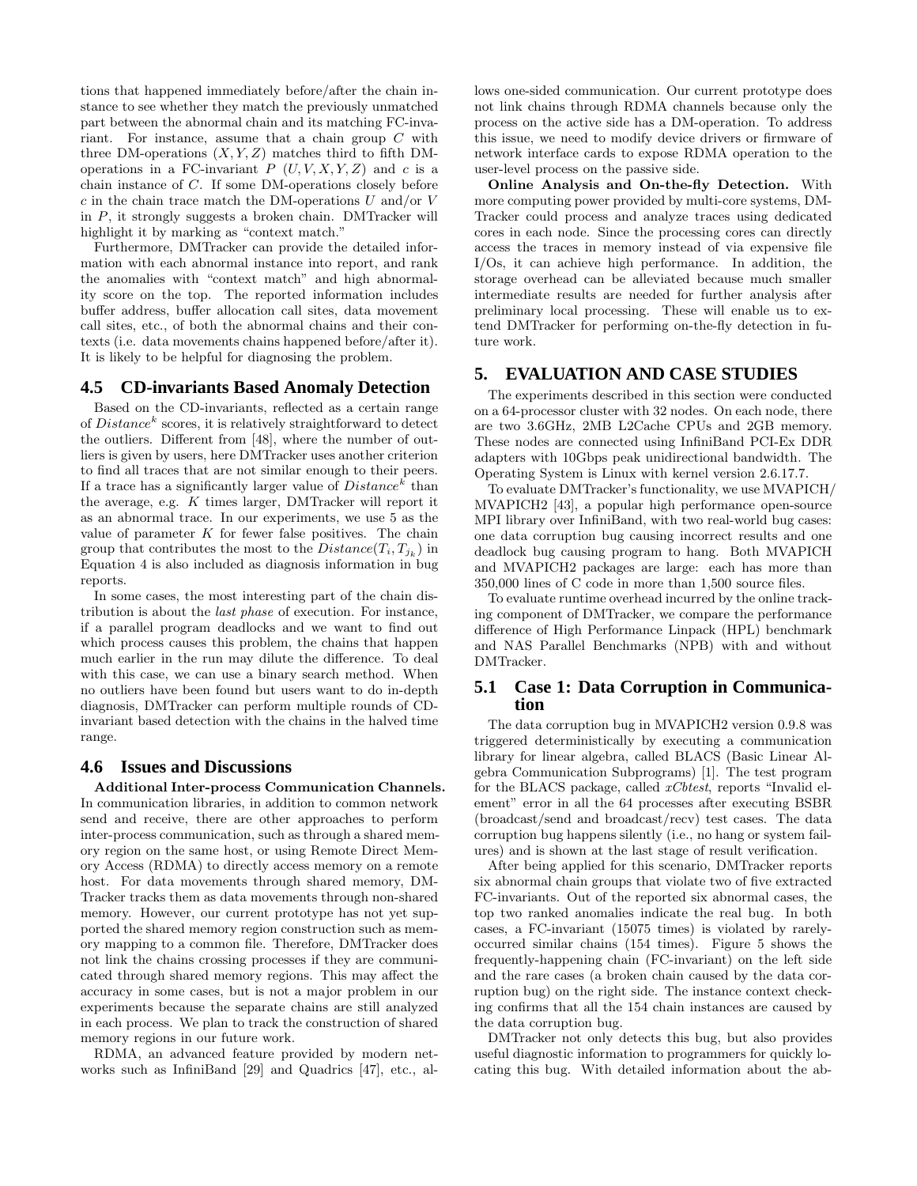tions that happened immediately before/after the chain instance to see whether they match the previously unmatched part between the abnormal chain and its matching FC-invariant. For instance, assume that a chain group $C$ with three DM-operations $(X, Y, Z)$ matches third to fifth DM-operations in a FC-invariant $P$ $(U, V, X, Y, Z)$ and $c$ is a chain instance of $C$. If some DM-operations closely before $c$ in the chain trace match the DM-operations $U$ and/or $V$ in $P$, it strongly suggests a broken chain. DMTracker will highlight it by marking as "context match."

Furthermore, DMTracker can provide the detailed information with each abnormal instance into report, and rank the anomalies with "context match" and high abnormality score on the top. The reported information includes buffer address, buffer allocation call sites, data movement call sites, etc., of both the abnormal chains and their contexts (i.e. data movements chains happened before/after it). It is likely to be helpful for diagnosing the problem.

## 4.5 CD-invariants Based Anomaly Detection

Based on the CD-invariants, reflected as a certain range of $Distance^k$ scores, it is relatively straightforward to detect the outliers. Different from [48], where the number of outliers is given by users, here DMTracker uses another criterion to find all traces that are not similar enough to their peers. If a trace has a significantly larger value of $Distance^k$ than the average, e.g. $K$ times larger, DMTracker will report it as an abnormal trace. In our experiments, we use 5 as the value of parameter $K$ for fewer false positives. The chain group that contributes the most to the $Distance(T_i, T_{j_k})$ in Equation 4 is also included as diagnosis information in bug reports.

In some cases, the most interesting part of the chain distribution is about the *last phase* of execution. For instance, if a parallel program deadlocks and we want to find out which process causes this problem, the chains that happen much earlier in the run may dilute the difference. To deal with this case, we can use a binary search method. When no outliers have been found but users want to do in-depth diagnosis, DMTracker can perform multiple rounds of CD-invariant based detection with the chains in the halved time range.

## 4.6 Issues and Discussions

**Additional Inter-process Communication Channels.** In communication libraries, in addition to common network send and receive, there are other approaches to perform inter-process communication, such as through a shared memory region on the same host, or using Remote Direct Memory Access (RDMA) to directly access memory on a remote host. For data movements through shared memory, DMTracker tracks them as data movements through non-shared memory. However, our current prototype has not yet supported the shared memory region construction such as memory mapping to a common file. Therefore, DMTracker does not link the chains crossing processes if they are communicated through shared memory regions. This may affect the accuracy in some cases, but is not a major problem in our experiments because the separate chains are still analyzed in each process. We plan to track the construction of shared memory regions in our future work.

RDMA, an advanced feature provided by modern networks such as InfiniBand [29] and Quadrics [47], etc., allows one-sided communication. Our current prototype does not link chains through RDMA channels because only the process on the active side has a DM-operation. To address this issue, we need to modify device drivers or firmware of network interface cards to expose RDMA operation to the user-level process on the passive side.

**Online Analysis and On-the-fly Detection.** With more computing power provided by multi-core systems, DMTracker could process and analyze traces using dedicated cores in each node. Since the processing cores can directly access the traces in memory instead of via expensive file I/Os, it can achieve high performance. In addition, the storage overhead can be alleviated because much smaller intermediate results are needed for further analysis after preliminary local processing. These will enable us to extend DMTracker for performing on-the-fly detection in future work.

# 5. EVALUATION AND CASE STUDIES

The experiments described in this section were conducted on a 64-processor cluster with 32 nodes. On each node, there are two 3.6GHz, 2MB L2Cache CPUs and 2GB memory. These nodes are connected using InfiniBand PCI-Ex DDR adapters with 10Gbps peak unidirectional bandwidth. The Operating System is Linux with kernel version 2.6.17.7.

To evaluate DMTracker's functionality, we use MVAPICH/MVAPICH2 [43], a popular high performance open-source MPI library over InfiniBand, with two real-world bug cases: one data corruption bug causing incorrect results and one deadlock bug causing program to hang. Both MVAPICH and MVAPICH2 packages are large: each has more than 350,000 lines of C code in more than 1,500 source files.

To evaluate runtime overhead incurred by the online tracking component of DMTracker, we compare the performance difference of High Performance Linpack (HPL) benchmark and NAS Parallel Benchmarks (NPB) with and without DMTracker.

## 5.1 Case 1: Data Corruption in Communication

The data corruption bug in MVAPICH2 version 0.9.8 was triggered deterministically by executing a communication library for linear algebra, called BLACS (Basic Linear Algebra Communication Subprograms) [1]. The test program for the BLACS package, called *xCbtest*, reports "Invalid element" error in all the 64 processes after executing BSBR (broadcast/send and broadcast/recv) test cases. The data corruption bug happens silently (i.e., no hang or system failures) and is shown at the last stage of result verification.

After being applied for this scenario, DMTracker reports six abnormal chain groups that violate two of five extracted FC-invariants. Out of the reported six abnormal cases, the top two ranked anomalies indicate the real bug. In both cases, a FC-invariant (15075 times) is violated by rarely-occurred similar chains (154 times). Figure 5 shows the frequently-happening chain (FC-invariant) on the left side and the rare cases (a broken chain caused by the data corruption bug) on the right side. The instance context checking confirms that all the 154 chain instances are caused by the data corruption bug.

DMTracker not only detects this bug, but also provides useful diagnostic information to programmers for quickly locating this bug. With detailed information about the ab-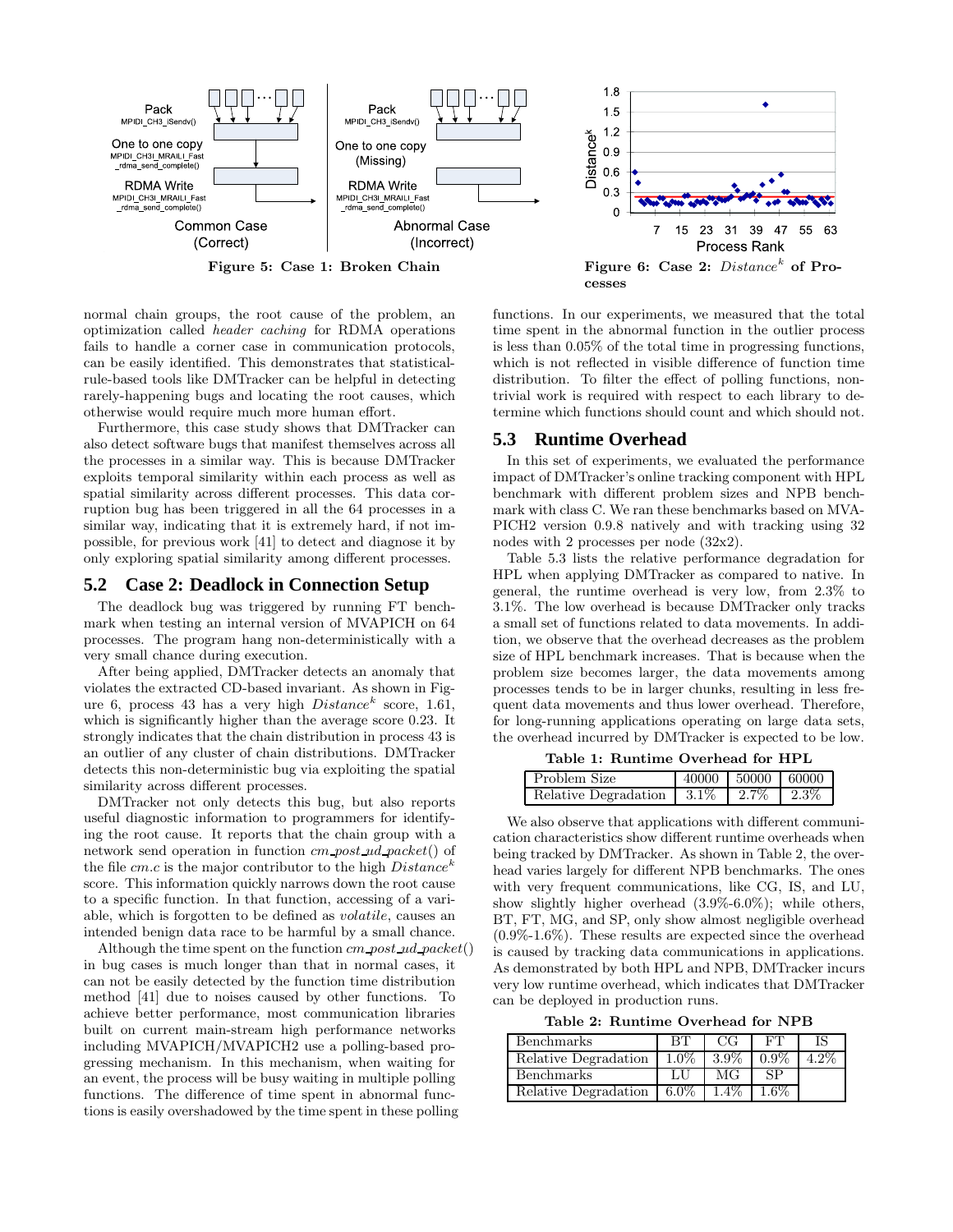Figure 5: Case 1: Broken Chain

Figure 6: Case 2: $Distance^k$ of Processes

normal chain groups, the root cause of the problem, an optimization called *header caching* for RDMA operations fails to handle a corner case in communication protocols, can be easily identified. This demonstrates that statistical-rule-based tools like DMTracker can be helpful in detecting rarely-happening bugs and locating the root causes, which otherwise would require much more human effort.

Furthermore, this case study shows that DMTracker can also detect software bugs that manifest themselves across all the processes in a similar way. This is because DMTracker exploits temporal similarity within each process as well as spatial similarity across different processes. This data corruption bug has been triggered in all the 64 processes in a similar way, indicating that it is extremely hard, if not impossible, for previous work [41] to detect and diagnose it by only exploring spatial similarity among different processes.

## 5.2 Case 2: Deadlock in Connection Setup

The deadlock bug was triggered by running FT benchmark when testing an internal version of MVAPICH on 64 processes. The program hang non-deterministically with a very small chance during execution.

After being applied, DMTracker detects an anomaly that violates the extracted CD-based invariant. As shown in Figure 6, process 43 has a very high $Distance^k$ score, 1.61, which is significantly higher than the average score 0.23. It strongly indicates that the chain distribution in process 43 is an outlier of any cluster of chain distributions. DMTracker detects this non-deterministic bug via exploiting the spatial similarity across different processes.

DMTracker not only detects this bug, but also reports useful diagnostic information to programmers for identifying the root cause. It reports that the chain group with a network send operation in function *cm_post_ud_packet*() of the file *cm.c* is the major contributor to the high $Distance^k$ score. This information quickly narrows down the root cause to a specific function. In that function, accessing of a variable, which is forgotten to be defined as *volatile*, causes an intended benign data race to be harmful by a small chance.

Although the time spent on the function *cm_post_ud_packet*() in bug cases is much longer than that in normal cases, it can not be easily detected by the function time distribution method [41] due to noises caused by other functions. To achieve better performance, most communication libraries built on current main-stream high performance networks including MVAPICH/MVAPICH2 use a polling-based progressing mechanism. In this mechanism, when waiting for an event, the process will be busy waiting in multiple polling functions. The difference of time spent in abnormal functions is easily overshadowed by the time spent in these polling functions. In our experiments, we measured that the total time spent in the abnormal function in the outlier process is less than 0.05% of the total time in progressing functions, which is not reflected in visible difference of function time distribution. To filter the effect of polling functions, non-trivial work is required with respect to each library to determine which functions should count and which should not.

## 5.3 Runtime Overhead

In this set of experiments, we evaluated the performance impact of DMTracker's online tracking component with HPL benchmark with different problem sizes and NPB benchmark with class C. We ran these benchmarks based on MVAPICH2 version 0.9.8 natively and with tracking using 32 nodes with 2 processes per node (32x2).

Table 5.3 lists the relative performance degradation for HPL when applying DMTracker as compared to native. In general, the runtime overhead is very low, from 2.3% to 3.1%. The low overhead is because DMTracker only tracks a small set of functions related to data movements. In addition, we observe that the overhead decreases as the problem size of HPL benchmark increases. That is because when the problem size becomes larger, the data movements among processes tends to be in larger chunks, resulting in less frequent data movements and thus lower overhead. Therefore, for long-running applications operating on large data sets, the overhead incurred by DMTracker is expected to be low.

**Table 1: Runtime Overhead for HPL**

| Problem Size | 40000 | 50000 | 60000 |
|---|---|---|---|
| Relative Degradation | 3.1% | 2.7% | 2.3% |

We also observe that applications with different communication characteristics show different runtime overheads when being tracked by DMTracker. As shown in Table 2, the overhead varies largely for different NPB benchmarks. The ones with very frequent communications, like CG, IS, and LU, show slightly higher overhead (3.9%-6.0%); while others, BT, FT, MG, and SP, only show almost negligible overhead (0.9%-1.6%). These results are expected since the overhead is caused by tracking data communications in applications. As demonstrated by both HPL and NPB, DMTracker incurs very low runtime overhead, which indicates that DMTracker can be deployed in production runs.

**Table 2: Runtime Overhead for NPB**

| Benchmarks | BT | CG | FT | IS |
|---|---|---|---|---|
| Relative Degradation | 1.0% | 3.9% | 0.9% | 4.2% |
| Benchmarks | LU | MG | SP | |
| Relative Degradation | 6.0% | 1.4% | 1.6% | |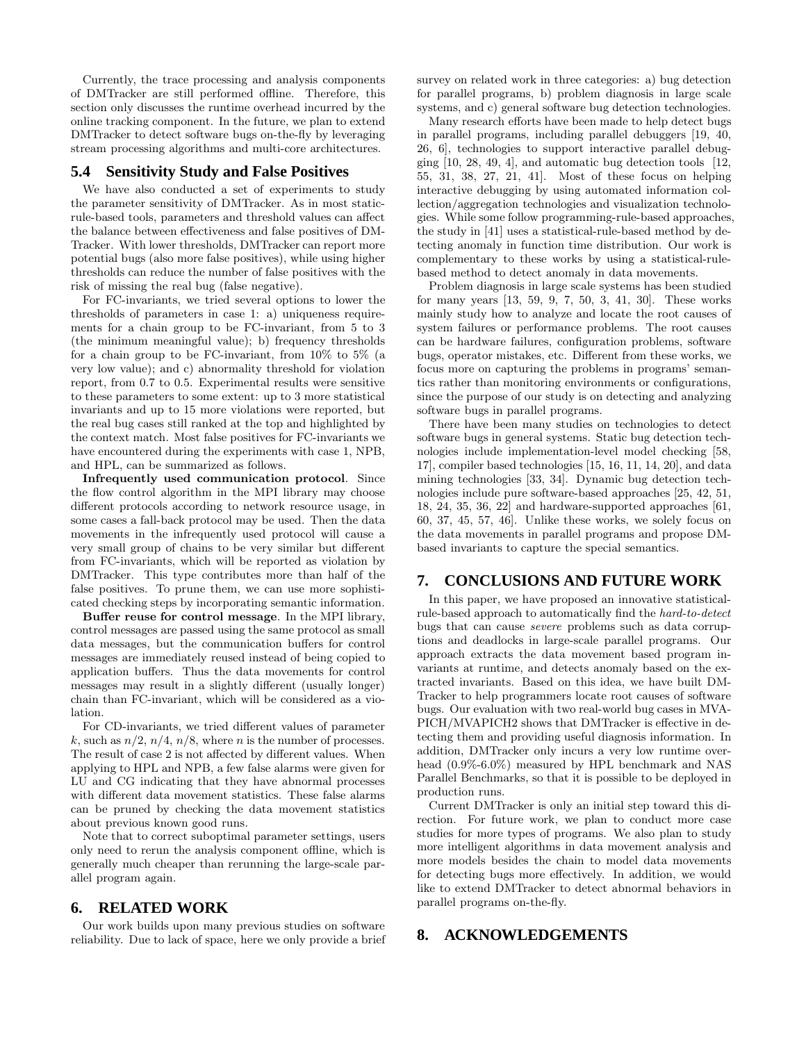Currently, the trace processing and analysis components of DMTracker are still performed offline. Therefore, this section only discusses the runtime overhead incurred by the online tracking component. In the future, we plan to extend DMTracker to detect software bugs on-the-fly by leveraging stream processing algorithms and multi-core architectures.

## 5.4 Sensitivity Study and False Positives

We have also conducted a set of experiments to study the parameter sensitivity of DMTracker. As in most static-rule-based tools, parameters and threshold values can affect the balance between effectiveness and false positives of DMTracker. With lower thresholds, DMTracker can report more potential bugs (also more false positives), while using higher thresholds can reduce the number of false positives with the risk of missing the real bug (false negative).

For FC-invariants, we tried several options to lower the thresholds of parameters in case 1: a) uniqueness requirements for a chain group to be FC-invariant, from 5 to 3 (the minimum meaningful value); b) frequency thresholds for a chain group to be FC-invariant, from 10% to 5% (a very low value); and c) abnormality threshold for violation report, from 0.7 to 0.5. Experimental results were sensitive to these parameters to some extent: up to 3 more statistical invariants and up to 15 more violations were reported, but the real bug cases still ranked at the top and highlighted by the context match. Most false positives for FC-invariants we have encountered during the experiments with case 1, NPB, and HPL, can be summarized as follows.

**Infrequently used communication protocol**. Since the flow control algorithm in the MPI library may choose different protocols according to network resource usage, in some cases a fall-back protocol may be used. Then the data movements in the infrequently used protocol will cause a very small group of chains to be very similar but different from FC-invariants, which will be reported as violation by DMTracker. This type contributes more than half of the false positives. To prune them, we can use more sophisticated checking steps by incorporating semantic information.

**Buffer reuse for control message**. In the MPI library, control messages are passed using the same protocol as small data messages, but the communication buffers for control messages are immediately reused instead of being copied to application buffers. Thus the data movements for control messages may result in a slightly different (usually longer) chain than FC-invariant, which will be considered as a violation.

For CD-invariants, we tried different values of parameter $k$, such as $n/2$, $n/4$, $n/8$, where $n$ is the number of processes. The result of case 2 is not affected by different values. When applying to HPL and NPB, a few false alarms were given for LU and CG indicating that they have abnormal processes with different data movement statistics. These false alarms can be pruned by checking the data movement statistics about previous known good runs.

Note that to correct suboptimal parameter settings, users only need to rerun the analysis component offline, which is generally much cheaper than rerunning the large-scale parallel program again.

# 6. RELATED WORK

Our work builds upon many previous studies on software reliability. Due to lack of space, here we only provide a brief survey on related work in three categories: a) bug detection for parallel programs, b) problem diagnosis in large scale systems, and c) general software bug detection technologies.

Many research efforts have been made to help detect bugs in parallel programs, including parallel debuggers [19, 40, 26, 6], technologies to support interactive parallel debugging [10, 28, 49, 4], and automatic bug detection tools [12, 55, 31, 38, 27, 21, 41]. Most of these focus on helping interactive debugging by using automated information collection/aggregation technologies and visualization technologies. While some follow programming-rule-based approaches, the study in [41] uses a statistical-rule-based method by detecting anomaly in function time distribution. Our work is complementary to these works by using a statistical-rule-based method to detect anomaly in data movements.

Problem diagnosis in large scale systems has been studied for many years [13, 59, 9, 7, 50, 3, 41, 30]. These works mainly study how to analyze and locate the root causes of system failures or performance problems. The root causes can be hardware failures, configuration problems, software bugs, operator mistakes, etc. Different from these works, we focus more on capturing the problems in programs' semantics rather than monitoring environments or configurations, since the purpose of our study is on detecting and analyzing software bugs in parallel programs.

There have been many studies on technologies to detect software bugs in general systems. Static bug detection technologies include implementation-level model checking [58, 17], compiler based technologies [15, 16, 11, 14, 20], and data mining technologies [33, 34]. Dynamic bug detection technologies include pure software-based approaches [25, 42, 51, 18, 24, 35, 36, 22] and hardware-supported approaches [61, 60, 37, 45, 57, 46]. Unlike these works, we solely focus on the data movements in parallel programs and propose DM-based invariants to capture the special semantics.

# 7. CONCLUSIONS AND FUTURE WORK

In this paper, we have proposed an innovative statistical-rule-based approach to automatically find the *hard-to-detect* bugs that can cause *severe* problems such as data corruptions and deadlocks in large-scale parallel programs. Our approach extracts the data movement based program invariants at runtime, and detects anomaly based on the extracted invariants. Based on this idea, we have built DMTracker to help programmers locate root causes of software bugs. Our evaluation with two real-world bug cases in MVAPICH/MVAPICH2 shows that DMTracker is effective in detecting them and providing useful diagnosis information. In addition, DMTracker only incurs a very low runtime overhead (0.9%-6.0%) measured by HPL benchmark and NAS Parallel Benchmarks, so that it is possible to be deployed in production runs.

Current DMTracker is only an initial step toward this direction. For future work, we plan to conduct more case studies for more types of programs. We also plan to study more intelligent algorithms in data movement analysis and more models besides the chain to model data movements for detecting bugs more effectively. In addition, we would like to extend DMTracker to detect abnormal behaviors in parallel programs on-the-fly.

# 8. ACKNOWLEDGEMENTS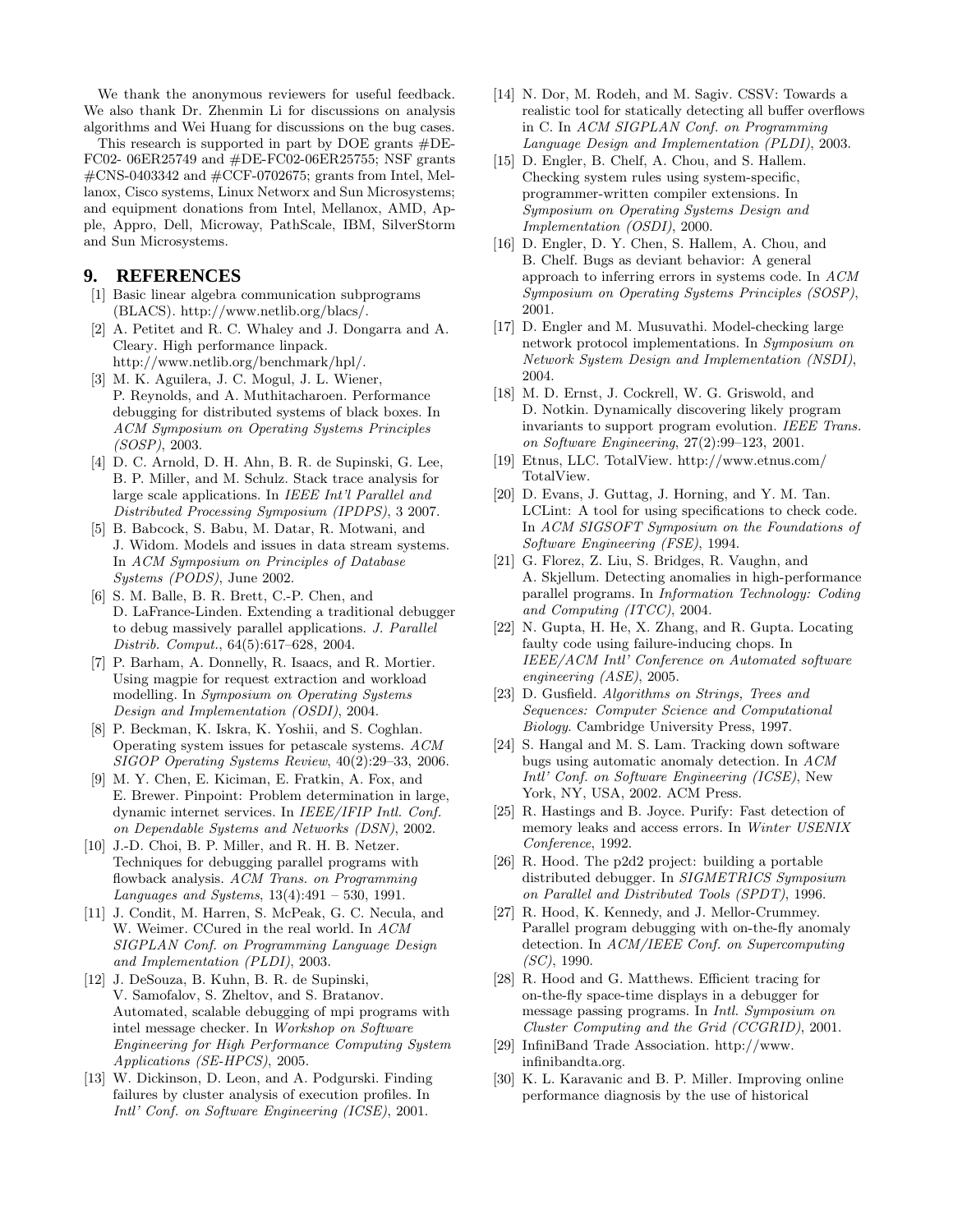We thank the anonymous reviewers for useful feedback. We also thank Dr. Zhenmin Li for discussions on analysis algorithms and Wei Huang for discussions on the bug cases.

This research is supported in part by DOE grants #DE-FC02- 06ER25749 and #DE-FC02-06ER25755; NSF grants #CNS-0403342 and #CCF-0702675; grants from Intel, Mellanox, Cisco systems, Linux Networx and Sun Microsystems; and equipment donations from Intel, Mellanox, AMD, Apple, Appro, Dell, Microway, PathScale, IBM, SilverStorm and Sun Microsystems.

# 9. REFERENCES

[1] Basic linear algebra communication subprograms (BLACS). http://www.netlib.org/blacs/.

[2] A. Petitet and R. C. Whaley and J. Dongarra and A. Cleary. High performance linpack. http://www.netlib.org/benchmark/hpl/.

[3] M. K. Aguilera, J. C. Mogul, J. L. Wiener, P. Reynolds, and A. Muthitacharoen. Performance debugging for distributed systems of black boxes. In *ACM Symposium on Operating Systems Principles (SOSP)*, 2003.

[4] D. C. Arnold, D. H. Ahn, B. R. de Supinski, G. Lee, B. P. Miller, and M. Schulz. Stack trace analysis for large scale applications. In *IEEE Int'l Parallel and Distributed Processing Symposium (IPDPS)*, 3 2007.

[5] B. Babcock, S. Babu, M. Datar, R. Motwani, and J. Widom. Models and issues in data stream systems. In *ACM Symposium on Principles of Database Systems (PODS)*, June 2002.

[6] S. M. Balle, B. R. Brett, C.-P. Chen, and D. LaFrance-Linden. Extending a traditional debugger to debug massively parallel applications. *J. Parallel Distrib. Comput.*, 64(5):617–628, 2004.

[7] P. Barham, A. Donnelly, R. Isaacs, and R. Mortier. Using magpie for request extraction and workload modelling. In *Symposium on Operating Systems Design and Implementation (OSDI)*, 2004.

[8] P. Beckman, K. Iskra, K. Yoshii, and S. Coghlan. Operating system issues for petascale systems. *ACM SIGOP Operating Systems Review*, 40(2):29–33, 2006.

[9] M. Y. Chen, E. Kiciman, E. Fratkin, A. Fox, and E. Brewer. Pinpoint: Problem determination in large, dynamic internet services. In *IEEE/IFIP Intl. Conf. on Dependable Systems and Networks (DSN)*, 2002.

[10] J.-D. Choi, B. P. Miller, and R. H. B. Netzer. Techniques for debugging parallel programs with flowback analysis. *ACM Trans. on Programming Languages and Systems*, 13(4):491 – 530, 1991.

[11] J. Condit, M. Harren, S. McPeak, G. C. Necula, and W. Weimer. CCured in the real world. In *ACM SIGPLAN Conf. on Programming Language Design and Implementation (PLDI)*, 2003.

[12] J. DeSouza, B. Kuhn, B. R. de Supinski, V. Samofalov, S. Zheltov, and S. Bratanov. Automated, scalable debugging of mpi programs with intel message checker. In *Workshop on Software Engineering for High Performance Computing System Applications (SE-HPCS)*, 2005.

[13] W. Dickinson, D. Leon, and A. Podgurski. Finding failures by cluster analysis of execution profiles. In *Intl' Conf. on Software Engineering (ICSE)*, 2001.

[14] N. Dor, M. Rodeh, and M. Sagiv. CSSV: Towards a realistic tool for statically detecting all buffer overflows in C. In *ACM SIGPLAN Conf. on Programming Language Design and Implementation (PLDI)*, 2003.

[15] D. Engler, B. Chelf, A. Chou, and S. Hallem. Checking system rules using system-specific, programmer-written compiler extensions. In *Symposium on Operating Systems Design and Implementation (OSDI)*, 2000.

[16] D. Engler, D. Y. Chen, S. Hallem, A. Chou, and B. Chelf. Bugs as deviant behavior: A general approach to inferring errors in systems code. In *ACM Symposium on Operating Systems Principles (SOSP)*, 2001.

[17] D. Engler and M. Musuvathi. Model-checking large network protocol implementations. In *Symposium on Network System Design and Implementation (NSDI)*, 2004.

[18] M. D. Ernst, J. Cockrell, W. G. Griswold, and D. Notkin. Dynamically discovering likely program invariants to support program evolution. *IEEE Trans. on Software Engineering*, 27(2):99–123, 2001.

[19] Etnus, LLC. TotalView. http://www.etnus.com/TotalView.

[20] D. Evans, J. Guttag, J. Horning, and Y. M. Tan. LCLint: A tool for using specifications to check code. In *ACM SIGSOFT Symposium on the Foundations of Software Engineering (FSE)*, 1994.

[21] G. Florez, Z. Liu, S. Bridges, R. Vaughn, and A. Skjellum. Detecting anomalies in high-performance parallel programs. In *Information Technology: Coding and Computing (ITCC)*, 2004.

[22] N. Gupta, H. He, X. Zhang, and R. Gupta. Locating faulty code using failure-inducing chops. In *IEEE/ACM Intl' Conference on Automated software engineering (ASE)*, 2005.

[23] D. Gusfield. *Algorithms on Strings, Trees and Sequences: Computer Science and Computational Biology*. Cambridge University Press, 1997.

[24] S. Hangal and M. S. Lam. Tracking down software bugs using automatic anomaly detection. In *ACM Intl' Conf. on Software Engineering (ICSE)*, New York, NY, USA, 2002. ACM Press.

[25] R. Hastings and B. Joyce. Purify: Fast detection of memory leaks and access errors. In *Winter USENIX Conference*, 1992.

[26] R. Hood. The p2d2 project: building a portable distributed debugger. In *SIGMETRICS Symposium on Parallel and Distributed Tools (SPDT)*, 1996.

[27] R. Hood, K. Kennedy, and J. Mellor-Crummey. Parallel program debugging with on-the-fly anomaly detection. In *ACM/IEEE Conf. on Supercomputing (SC)*, 1990.

[28] R. Hood and G. Matthews. Efficient tracing for on-the-fly space-time displays in a debugger for message passing programs. In *Intl. Symposium on Cluster Computing and the Grid (CCGRID)*, 2001.

[29] InfiniBand Trade Association. http://www.infinibandta.org.

[30] K. L. Karavanic and B. P. Miller. Improving online performance diagnosis by the use of historical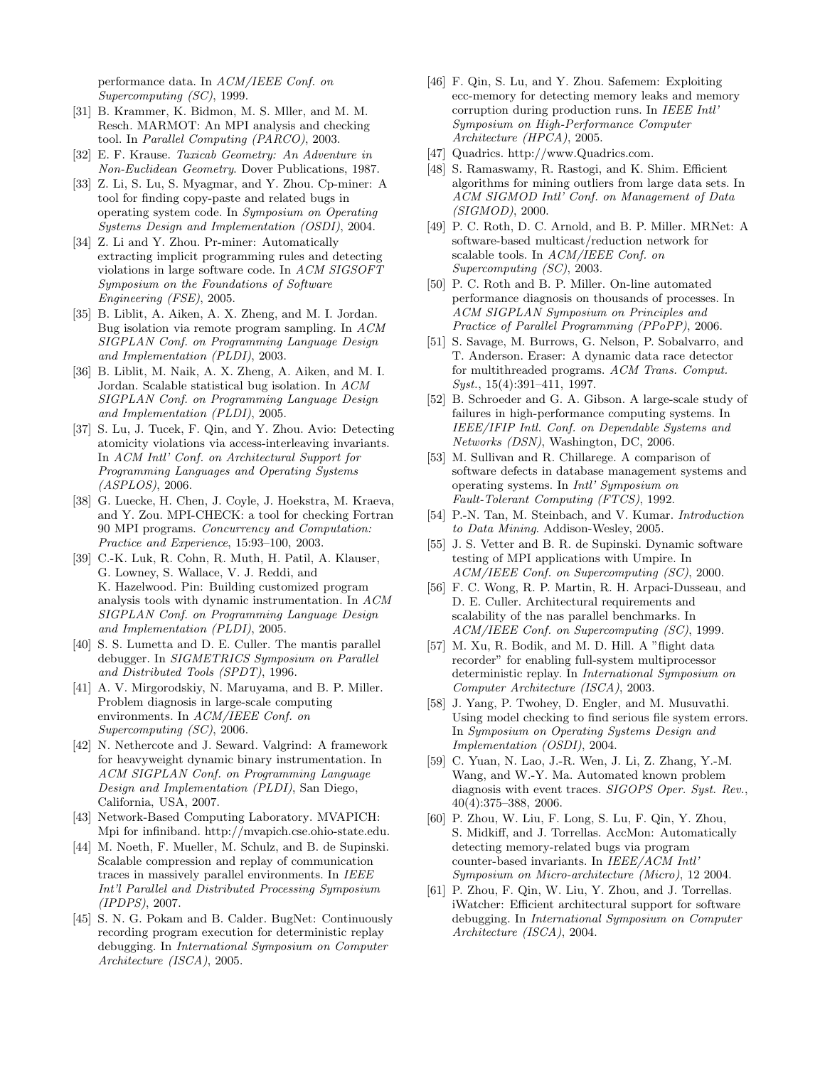performance data. In *ACM/IEEE Conf. on Supercomputing (SC)*, 1999.

[31] B. Krammer, K. Bidmon, M. S. Mller, and M. M. Resch. MARMOT: An MPI analysis and checking tool. In *Parallel Computing (PARCO)*, 2003.

[32] E. F. Krause. *Taxicab Geometry: An Adventure in Non-Euclidean Geometry*. Dover Publications, 1987.

[33] Z. Li, S. Lu, S. Myagmar, and Y. Zhou. Cp-miner: A tool for finding copy-paste and related bugs in operating system code. In *Symposium on Operating Systems Design and Implementation (OSDI)*, 2004.

[34] Z. Li and Y. Zhou. Pr-miner: Automatically extracting implicit programming rules and detecting violations in large software code. In *ACM SIGSOFT Symposium on the Foundations of Software Engineering (FSE)*, 2005.

[35] B. Liblit, A. Aiken, A. X. Zheng, and M. I. Jordan. Bug isolation via remote program sampling. In *ACM SIGPLAN Conf. on Programming Language Design and Implementation (PLDI)*, 2003.

[36] B. Liblit, M. Naik, A. X. Zheng, A. Aiken, and M. I. Jordan. Scalable statistical bug isolation. In *ACM SIGPLAN Conf. on Programming Language Design and Implementation (PLDI)*, 2005.

[37] S. Lu, J. Tucek, F. Qin, and Y. Zhou. Avio: Detecting atomicity violations via access-interleaving invariants. In *ACM Intl' Conf. on Architectural Support for Programming Languages and Operating Systems (ASPLOS)*, 2006.

[38] G. Luecke, H. Chen, J. Coyle, J. Hoekstra, M. Kraeva, and Y. Zou. MPI-CHECK: a tool for checking Fortran 90 MPI programs. *Concurrency and Computation: Practice and Experience*, 15:93–100, 2003.

[39] C.-K. Luk, R. Cohn, R. Muth, H. Patil, A. Klauser, G. Lowney, S. Wallace, V. J. Reddi, and K. Hazelwood. Pin: Building customized program analysis tools with dynamic instrumentation. In *ACM SIGPLAN Conf. on Programming Language Design and Implementation (PLDI)*, 2005.

[40] S. S. Lumetta and D. E. Culler. The mantis parallel debugger. In *SIGMETRICS Symposium on Parallel and Distributed Tools (SPDT)*, 1996.

[41] A. V. Mirgorodskiy, N. Maruyama, and B. P. Miller. Problem diagnosis in large-scale computing environments. In *ACM/IEEE Conf. on Supercomputing (SC)*, 2006.

[42] N. Nethercote and J. Seward. Valgrind: A framework for heavyweight dynamic binary instrumentation. In *ACM SIGPLAN Conf. on Programming Language Design and Implementation (PLDI)*, San Diego, California, USA, 2007.

[43] Network-Based Computing Laboratory. MVAPICH: Mpi for infiniband. http://mvapich.cse.ohio-state.edu.

[44] M. Noeth, F. Mueller, M. Schulz, and B. de Supinski. Scalable compression and replay of communication traces in massively parallel environments. In *IEEE Int'l Parallel and Distributed Processing Symposium (IPDPS)*, 2007.

[45] S. N. G. Pokam and B. Calder. BugNet: Continuously recording program execution for deterministic replay debugging. In *International Symposium on Computer Architecture (ISCA)*, 2005.

[46] F. Qin, S. Lu, and Y. Zhou. Safemem: Exploiting ecc-memory for detecting memory leaks and memory corruption during production runs. In *IEEE Intl' Symposium on High-Performance Computer Architecture (HPCA)*, 2005.

[47] Quadrics. http://www.Quadrics.com.

[48] S. Ramaswamy, R. Rastogi, and K. Shim. Efficient algorithms for mining outliers from large data sets. In *ACM SIGMOD Intl' Conf. on Management of Data (SIGMOD)*, 2000.

[49] P. C. Roth, D. C. Arnold, and B. P. Miller. MRNet: A software-based multicast/reduction network for scalable tools. In *ACM/IEEE Conf. on Supercomputing (SC)*, 2003.

[50] P. C. Roth and B. P. Miller. On-line automated performance diagnosis on thousands of processes. In *ACM SIGPLAN Symposium on Principles and Practice of Parallel Programming (PPoPP)*, 2006.

[51] S. Savage, M. Burrows, G. Nelson, P. Sobalvarro, and T. Anderson. Eraser: A dynamic data race detector for multithreaded programs. *ACM Trans. Comput. Syst.*, 15(4):391–411, 1997.

[52] B. Schroeder and G. A. Gibson. A large-scale study of failures in high-performance computing systems. In *IEEE/IFIP Intl. Conf. on Dependable Systems and Networks (DSN)*, Washington, DC, 2006.

[53] M. Sullivan and R. Chillarege. A comparison of software defects in database management systems and operating systems. In *Intl' Symposium on Fault-Tolerant Computing (FTCS)*, 1992.

[54] P.-N. Tan, M. Steinbach, and V. Kumar. *Introduction to Data Mining*. Addison-Wesley, 2005.

[55] J. S. Vetter and B. R. de Supinski. Dynamic software testing of MPI applications with Umpire. In *ACM/IEEE Conf. on Supercomputing (SC)*, 2000.

[56] F. C. Wong, R. P. Martin, R. H. Arpaci-Dusseau, and D. E. Culler. Architectural requirements and scalability of the nas parallel benchmarks. In *ACM/IEEE Conf. on Supercomputing (SC)*, 1999.

[57] M. Xu, R. Bodik, and M. D. Hill. A "flight data recorder" for enabling full-system multiprocessor deterministic replay. In *International Symposium on Computer Architecture (ISCA)*, 2003.

[58] J. Yang, P. Twohey, D. Engler, and M. Musuvathi. Using model checking to find serious file system errors. In *Symposium on Operating Systems Design and Implementation (OSDI)*, 2004.

[59] C. Yuan, N. Lao, J.-R. Wen, J. Li, Z. Zhang, Y.-M. Wang, and W.-Y. Ma. Automated known problem diagnosis with event traces. *SIGOPS Oper. Syst. Rev.*, 40(4):375–388, 2006.

[60] P. Zhou, W. Liu, F. Long, S. Lu, F. Qin, Y. Zhou, S. Midkiff, and J. Torrellas. AccMon: Automatically detecting memory-related bugs via program counter-based invariants. In *IEEE/ACM Intl' Symposium on Micro-architecture (Micro)*, 12 2004.

[61] P. Zhou, F. Qin, W. Liu, Y. Zhou, and J. Torrellas. iWatcher: Efficient architectural support for software debugging. In *International Symposium on Computer Architecture (ISCA)*, 2004.